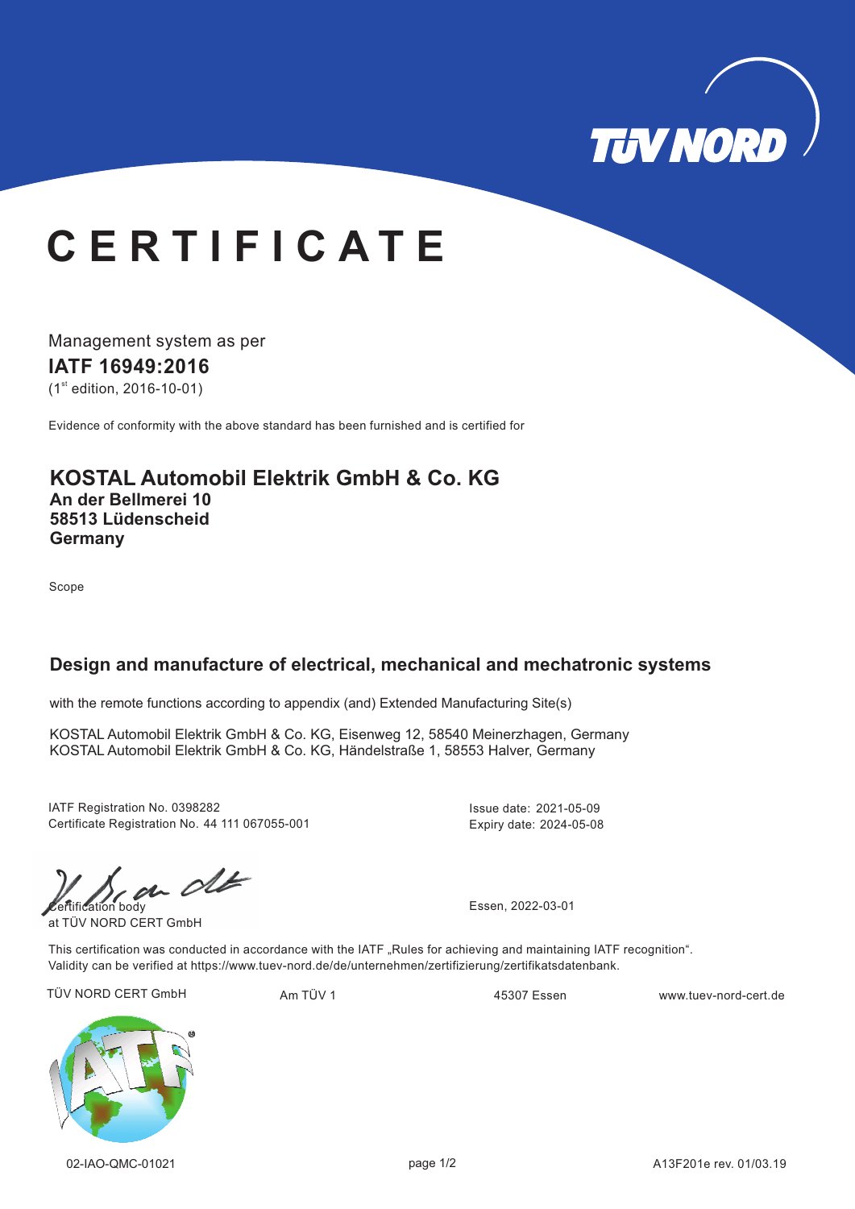# CERTIFICATE

Management system as per

**IATF 16949:2016**

(1st edition, 2016-10-01)

Evidence of conformity with the above standard has been furnished and is certified for

## KOSTAL Automobil Elektrik GmbH & Co. KG

**An der Bellmerei 10**
**58513 Lüdenscheid**
**Germany**

Scope

### Design and manufacture of electrical, mechanical and mechatronic systems

with the remote functions according to appendix (and) Extended Manufacturing Site(s)

KOSTAL Automobil Elektrik GmbH & Co. KG, Eisenweg 12, 58540 Meinerzhagen, Germany
KOSTAL Automobil Elektrik GmbH & Co. KG, Händelstraße 1, 58553 Halver, Germany

IATF Registration No. 0398282
Certificate Registration No. 44 111 067055-001

Issue date: 2021-05-09
Expiry date: 2024-05-08

Certification body
at TÜV NORD CERT GmbH

Essen, 2022-03-01

This certification was conducted in accordance with the IATF „Rules for achieving and maintaining IATF recognition".
Validity can be verified at https://www.tuev-nord.de/de/unternehmen/zertifizierung/zertifikatsdatenbank.

TÜV NORD CERT GmbH | Am TÜV 1 | 45307 Essen | www.tuev-nord-cert.de

02-IAO-QMC-01021 | A13F201e rev. 01/03.19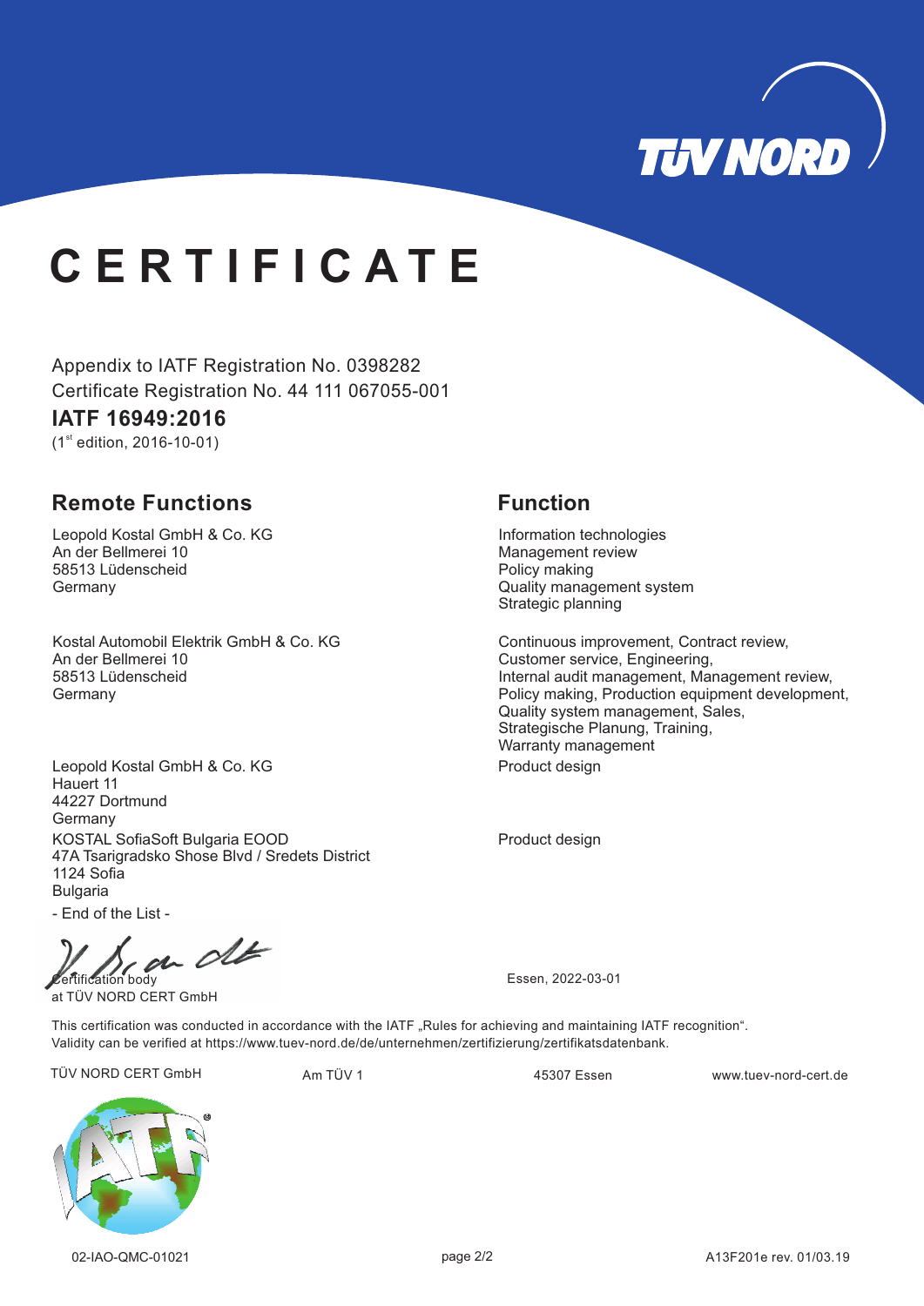# CERTIFICATE

Appendix to IATF Registration No. 0398282
Certificate Registration No. 44 111 067055-001

**IATF 16949:2016**
(1st edition, 2016-10-01)

| Remote Functions | Function |
|---|---|
| Leopold Kostal GmbH & Co. KG<br>An der Bellmerei 10<br>58513 Lüdenscheid<br>Germany | Information technologies<br>Management review<br>Policy making<br>Quality management system<br>Strategic planning |
| Kostal Automobil Elektrik GmbH & Co. KG<br>An der Bellmerei 10<br>58513 Lüdenscheid<br>Germany | Continuous improvement, Contract review, Customer service, Engineering, Internal audit management, Management review, Policy making, Production equipment development, Quality system management, Sales, Strategische Planung, Training, Warranty management |
| Leopold Kostal GmbH & Co. KG<br>Hauert 11<br>44227 Dortmund<br>Germany | Product design |
| KOSTAL SofiaSoft Bulgaria EOOD<br>47A Tsarigradsko Shose Blvd / Sredets District<br>1124 Sofia<br>Bulgaria | Product design |

- End of the List -

Certification body
at TÜV NORD CERT GmbH

Essen, 2022-03-01

This certification was conducted in accordance with the IATF „Rules for achieving and maintaining IATF recognition".
Validity can be verified at https://www.tuev-nord.de/de/unternehmen/zertifizierung/zertifikatsdatenbank.

TÜV NORD CERT GmbH | Am TÜV 1 | 45307 Essen | www.tuev-nord-cert.de

02-IAO-QMC-01021

A13F201e rev. 01/03.19